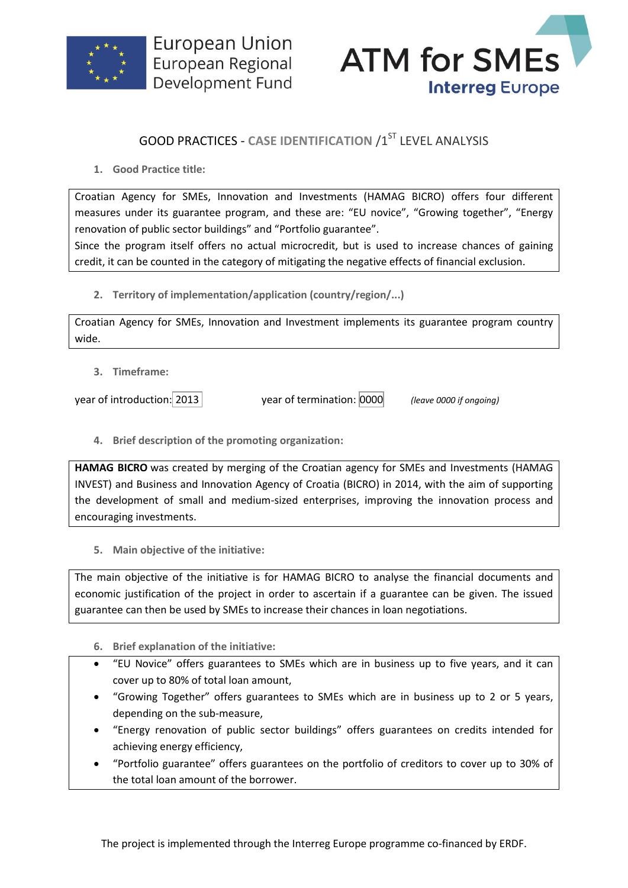European Union
European Regional
Development Fund

ATM for SMEs
Interreg Europe

# GOOD PRACTICES - CASE IDENTIFICATION /1ST LEVEL ANALYSIS

1. **Good Practice title:**

Croatian Agency for SMEs, Innovation and Investments (HAMAG BICRO) offers four different measures under its guarantee program, and these are: "EU novice", "Growing together", "Energy renovation of public sector buildings" and "Portfolio guarantee".
Since the program itself offers no actual microcredit, but is used to increase chances of gaining credit, it can be counted in the category of mitigating the negative effects of financial exclusion.

2. **Territory of implementation/application (country/region/...)**

Croatian Agency for SMEs, Innovation and Investment implements its guarantee program country wide.

3. **Timeframe:**

year of introduction: 2013 year of termination: 0000 *(leave 0000 if ongoing)*

4. **Brief description of the promoting organization:**

**HAMAG BICRO** was created by merging of the Croatian agency for SMEs and Investments (HAMAG INVEST) and Business and Innovation Agency of Croatia (BICRO) in 2014, with the aim of supporting the development of small and medium-sized enterprises, improving the innovation process and encouraging investments.

5. **Main objective of the initiative:**

The main objective of the initiative is for HAMAG BICRO to analyse the financial documents and economic justification of the project in order to ascertain if a guarantee can be given. The issued guarantee can then be used by SMEs to increase their chances in loan negotiations.

6. **Brief explanation of the initiative:**

- "EU Novice" offers guarantees to SMEs which are in business up to five years, and it can cover up to 80% of total loan amount,
- "Growing Together" offers guarantees to SMEs which are in business up to 2 or 5 years, depending on the sub-measure,
- "Energy renovation of public sector buildings" offers guarantees on credits intended for achieving energy efficiency,
- "Portfolio guarantee" offers guarantees on the portfolio of creditors to cover up to 30% of the total loan amount of the borrower.

The project is implemented through the Interreg Europe programme co-financed by ERDF.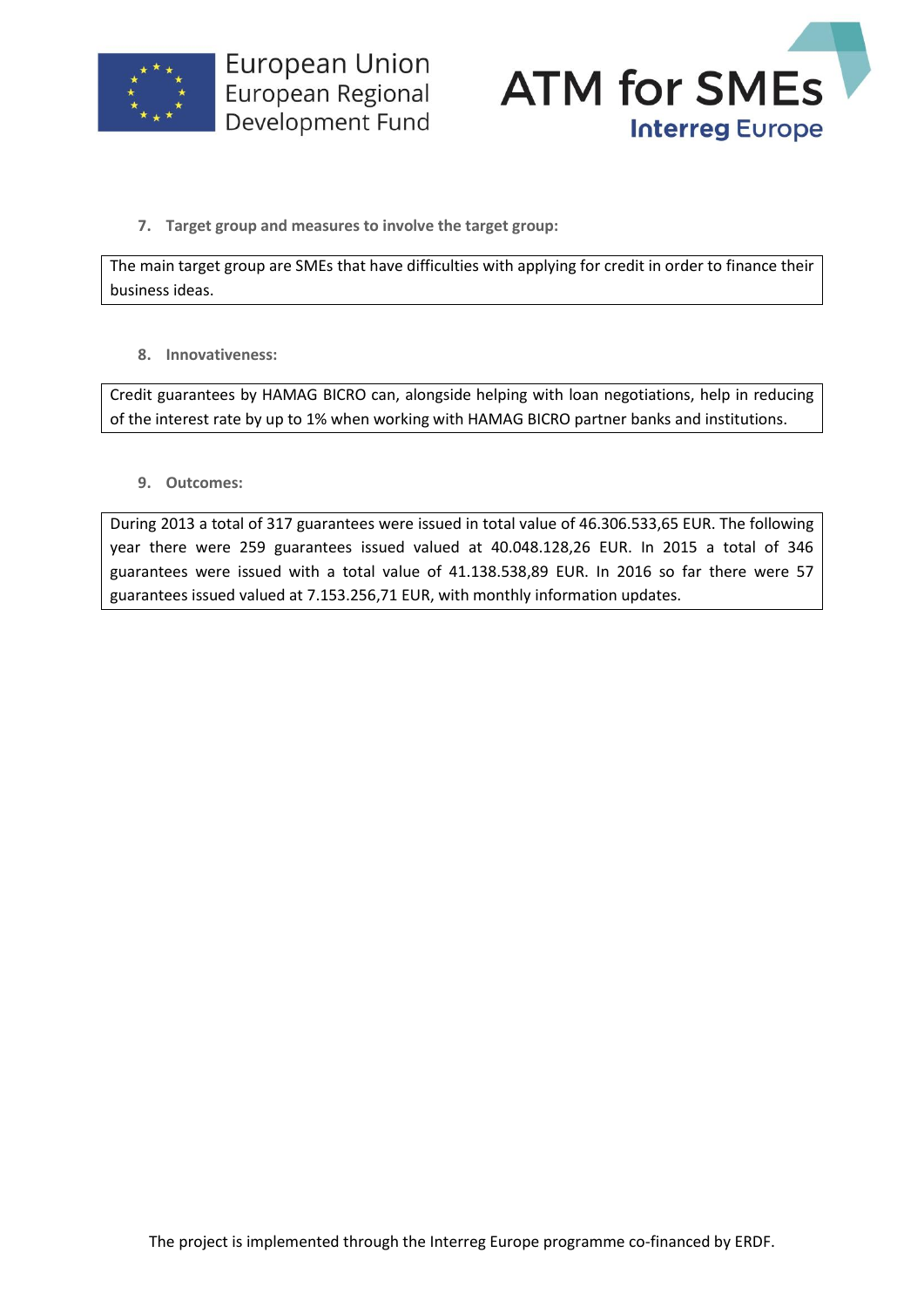7. **Target group and measures to involve the target group:**

The main target group are SMEs that have difficulties with applying for credit in order to finance their business ideas.

8. **Innovativeness:**

Credit guarantees by HAMAG BICRO can, alongside helping with loan negotiations, help in reducing of the interest rate by up to 1% when working with HAMAG BICRO partner banks and institutions.

9. **Outcomes:**

During 2013 a total of 317 guarantees were issued in total value of 46.306.533,65 EUR. The following year there were 259 guarantees issued valued at 40.048.128,26 EUR. In 2015 a total of 346 guarantees were issued with a total value of 41.138.538,89 EUR. In 2016 so far there were 57 guarantees issued valued at 7.153.256,71 EUR, with monthly information updates.